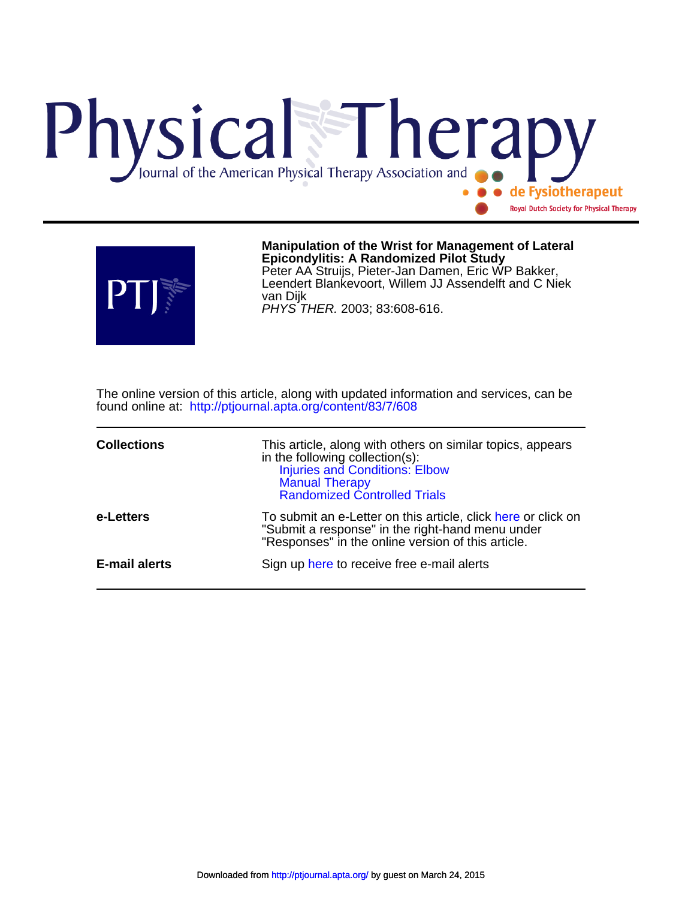# Physical Therapy

Journal of the American Physical Therapy Association and de Fysiotherapeut

Royal Dutch Society for Physical Therapy

**Manipulation of the Wrist for Management of Lateral Epicondylitis: A Randomized Pilot Study**

Peter AA Struijs, Pieter-Jan Damen, Eric WP Bakker, Leendert Blankevoort, Willem JJ Assendelft and C Niek van Dijk

*PHYS THER.* 2003; 83:608-616.

The online version of this article, along with updated information and services, can be found online at: http://ptjournal.apta.org/content/83/7/608

| | |
|---|---|
| **Collections** | This article, along with others on similar topics, appears in the following collection(s): Injuries and Conditions: Elbow; Manual Therapy; Randomized Controlled Trials |
| **e-Letters** | To submit an e-Letter on this article, click here or click on "Submit a response" in the right-hand menu under "Responses" in the online version of this article. |
| **E-mail alerts** | Sign up here to receive free e-mail alerts |

Downloaded from http://ptjournal.apta.org/ by guest on March 24, 2015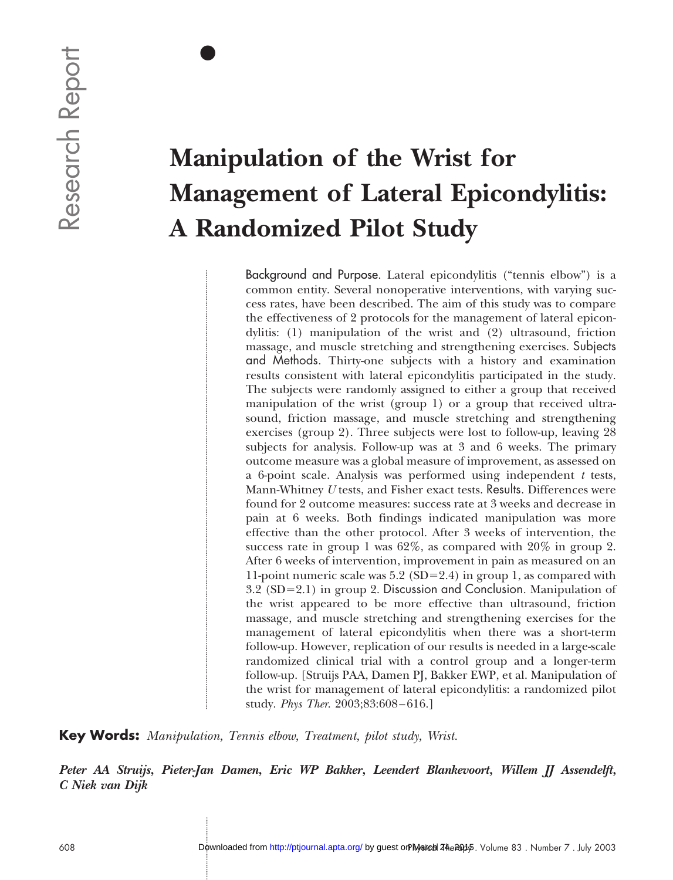Research Report

# Manipulation of the Wrist for Management of Lateral Epicondylitis: A Randomized Pilot Study

**Background and Purpose.** Lateral epicondylitis ("tennis elbow") is a common entity. Several nonoperative interventions, with varying success rates, have been described. The aim of this study was to compare the effectiveness of 2 protocols for the management of lateral epicondylitis: (1) manipulation of the wrist and (2) ultrasound, friction massage, and muscle stretching and strengthening exercises. **Subjects and Methods.** Thirty-one subjects with a history and examination results consistent with lateral epicondylitis participated in the study. The subjects were randomly assigned to either a group that received manipulation of the wrist (group 1) or a group that received ultrasound, friction massage, and muscle stretching and strengthening exercises (group 2). Three subjects were lost to follow-up, leaving 28 subjects for analysis. Follow-up was at 3 and 6 weeks. The primary outcome measure was a global measure of improvement, as assessed on a 6-point scale. Analysis was performed using independent *t* tests, Mann-Whitney *U* tests, and Fisher exact tests. **Results.** Differences were found for 2 outcome measures: success rate at 3 weeks and decrease in pain at 6 weeks. Both findings indicated manipulation was more effective than the other protocol. After 3 weeks of intervention, the success rate in group 1 was 62%, as compared with 20% in group 2. After 6 weeks of intervention, improvement in pain as measured on an 11-point numeric scale was 5.2 (SD=2.4) in group 1, as compared with 3.2 (SD=2.1) in group 2. **Discussion and Conclusion.** Manipulation of the wrist appeared to be more effective than ultrasound, friction massage, and muscle stretching and strengthening exercises for the management of lateral epicondylitis when there was a short-term follow-up. However, replication of our results is needed in a large-scale randomized clinical trial with a control group and a longer-term follow-up. [Struijs PAA, Damen PJ, Bakker EWP, et al. Manipulation of the wrist for management of lateral epicondylitis: a randomized pilot study. *Phys Ther*. 2003;83:608–616.]

**Key Words:** *Manipulation, Tennis elbow, Treatment, pilot study, Wrist.*

***Peter AA Struijs, Pieter-Jan Damen, Eric WP Bakker, Leendert Blankevoort, Willem JJ Assendelft, C Niek van Dijk***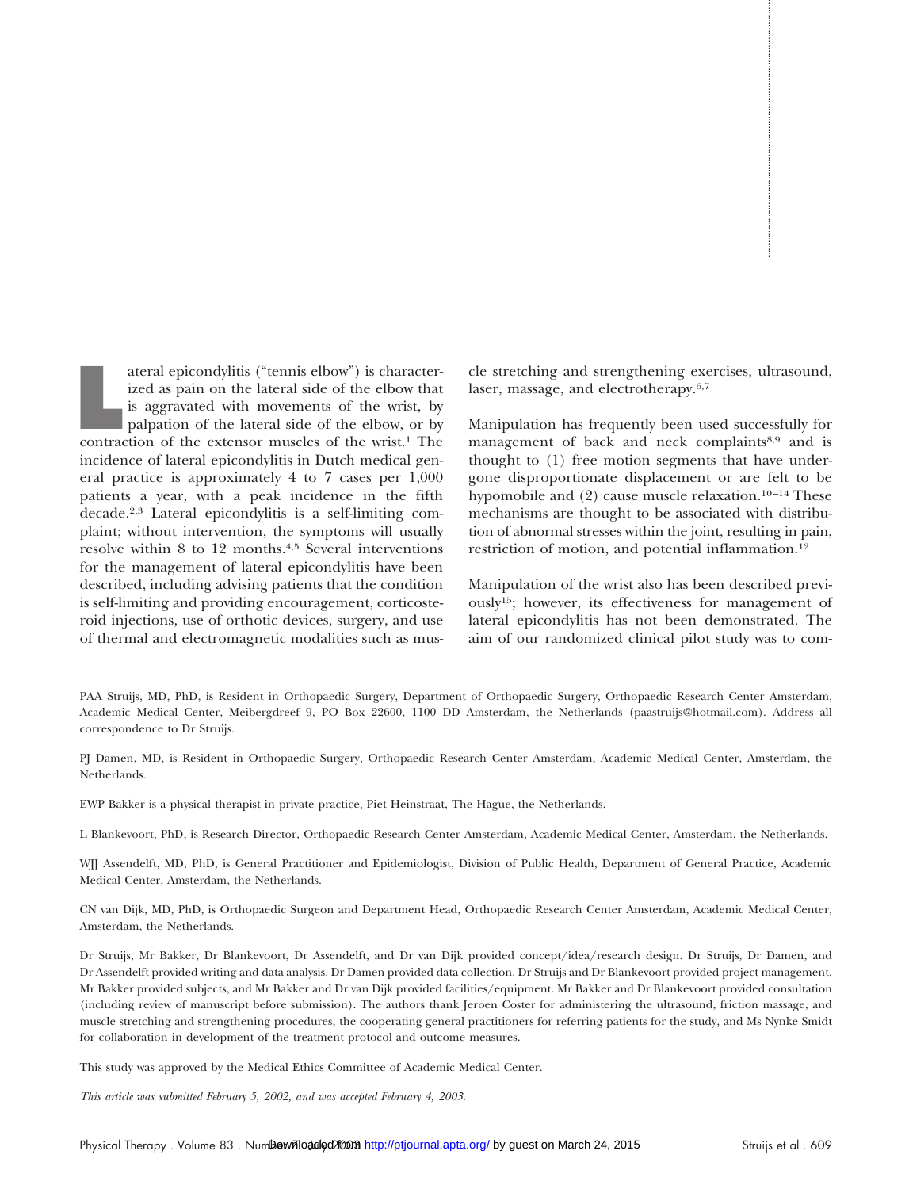Lateral epicondylitis ("tennis elbow") is characterized as pain on the lateral side of the elbow that is aggravated with movements of the wrist, by palpation of the lateral side of the elbow, or by contraction of the extensor muscles of the wrist.[1] The incidence of lateral epicondylitis in Dutch medical general practice is approximately 4 to 7 cases per 1,000 patients a year, with a peak incidence in the fifth decade.[2,3] Lateral epicondylitis is a self-limiting complaint; without intervention, the symptoms will usually resolve within 8 to 12 months.[4,5] Several interventions for the management of lateral epicondylitis have been described, including advising patients that the condition is self-limiting and providing encouragement, corticosteroid injections, use of orthotic devices, surgery, and use of thermal and electromagnetic modalities such as muscle stretching and strengthening exercises, ultrasound, laser, massage, and electrotherapy.[6,7]

Manipulation has frequently been used successfully for management of back and neck complaints[8,9] and is thought to (1) free motion segments that have undergone disproportionate displacement or are felt to be hypomobile and (2) cause muscle relaxation.[10–14] These mechanisms are thought to be associated with distribution of abnormal stresses within the joint, resulting in pain, restriction of motion, and potential inflammation.[12]

Manipulation of the wrist also has been described previously[15]; however, its effectiveness for management of lateral epicondylitis has not been demonstrated. The aim of our randomized clinical pilot study was to com-

PAA Struijs, MD, PhD, is Resident in Orthopaedic Surgery, Department of Orthopaedic Surgery, Orthopaedic Research Center Amsterdam, Academic Medical Center, Meibergdreef 9, PO Box 22600, 1100 DD Amsterdam, the Netherlands (paastruijs@hotmail.com). Address all correspondence to Dr Struijs.

PJ Damen, MD, is Resident in Orthopaedic Surgery, Orthopaedic Research Center Amsterdam, Academic Medical Center, Amsterdam, the Netherlands.

EWP Bakker is a physical therapist in private practice, Piet Heinstraat, The Hague, the Netherlands.

L Blankevoort, PhD, is Research Director, Orthopaedic Research Center Amsterdam, Academic Medical Center, Amsterdam, the Netherlands.

WJJ Assendelft, MD, PhD, is General Practitioner and Epidemiologist, Division of Public Health, Department of General Practice, Academic Medical Center, Amsterdam, the Netherlands.

CN van Dijk, MD, PhD, is Orthopaedic Surgeon and Department Head, Orthopaedic Research Center Amsterdam, Academic Medical Center, Amsterdam, the Netherlands.

Dr Struijs, Mr Bakker, Dr Blankevoort, Dr Assendelft, and Dr van Dijk provided concept/idea/research design. Dr Struijs, Dr Damen, and Dr Assendelft provided writing and data analysis. Dr Damen provided data collection. Dr Struijs and Dr Blankevoort provided project management. Mr Bakker provided subjects, and Mr Bakker and Dr van Dijk provided facilities/equipment. Mr Bakker and Dr Blankevoort provided consultation (including review of manuscript before submission). The authors thank Jeroen Coster for administering the ultrasound, friction massage, and muscle stretching and strengthening procedures, the cooperating general practitioners for referring patients for the study, and Ms Nynke Smidt for collaboration in development of the treatment protocol and outcome measures.

This study was approved by the Medical Ethics Committee of Academic Medical Center.

*This article was submitted February 5, 2002, and was accepted February 4, 2003.*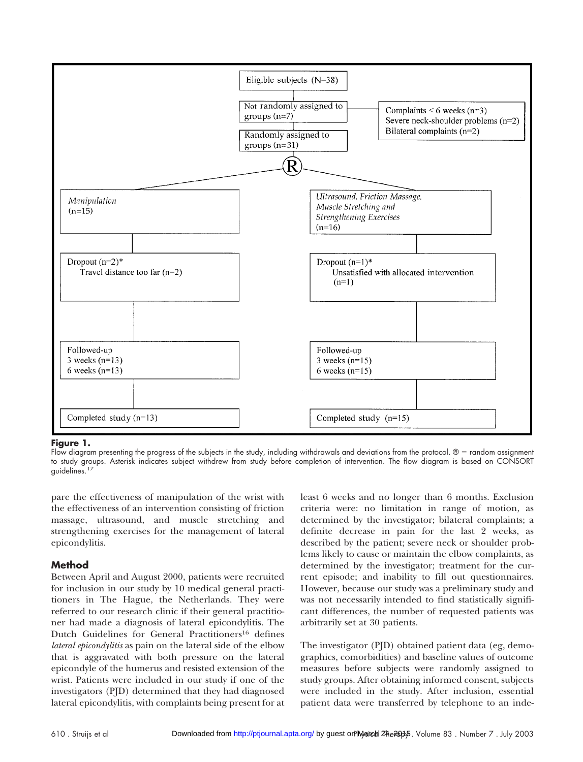| Eligible subjects (N=38) | | |
|---|---|---|
| Not randomly assigned to groups (n=7) | | Complaints < 6 weeks (n=3)<br>Severe neck-shoulder problems (n=2)<br>Bilateral complaints (n=2) |
| Randomly assigned to groups (n=31) | | |
| ® | | |
| *Manipulation* (n=15) | *Ultrasound, Friction Massage, Muscle Stretching and Strengthening Exercises* (n=16) | |
| Dropout (n=2)*<br>Travel distance too far (n=2) | Dropout (n=1)*<br>Unsatisfied with allocated intervention (n=1) | |
| Followed-up<br>3 weeks (n=13)<br>6 weeks (n=13) | Followed-up<br>3 weeks (n=15)<br>6 weeks (n=15) | |
| Completed study (n=13) | Completed study (n=15) | |

**Figure 1.**
Flow diagram presenting the progress of the subjects in the study, including withdrawals and deviations from the protocol. ® = random assignment to study groups. Asterisk indicates subject withdrew from study before completion of intervention. The flow diagram is based on CONSORT guidelines.[17]

pare the effectiveness of manipulation of the wrist with the effectiveness of an intervention consisting of friction massage, ultrasound, and muscle stretching and strengthening exercises for the management of lateral epicondylitis.

## Method

Between April and August 2000, patients were recruited for inclusion in our study by 10 medical general practitioners in The Hague, the Netherlands. They were referred to our research clinic if their general practitioner had made a diagnosis of lateral epicondylitis. The Dutch Guidelines for General Practitioners[16] defines *lateral epicondylitis* as pain on the lateral side of the elbow that is aggravated with both pressure on the lateral epicondyle of the humerus and resisted extension of the wrist. Patients were included in our study if one of the investigators (PJD) determined that they had diagnosed lateral epicondylitis, with complaints being present for at least 6 weeks and no longer than 6 months. Exclusion criteria were: no limitation in range of motion, as determined by the investigator; bilateral complaints; a definite decrease in pain for the last 2 weeks, as described by the patient; severe neck or shoulder problems likely to cause or maintain the elbow complaints, as determined by the investigator; treatment for the current episode; and inability to fill out questionnaires. However, because our study was a preliminary study and was not necessarily intended to find statistically significant differences, the number of requested patients was arbitrarily set at 30 patients.

The investigator (PJD) obtained patient data (eg, demographics, comorbidities) and baseline values of outcome measures before subjects were randomly assigned to study groups. After obtaining informed consent, subjects were included in the study. After inclusion, essential patient data were transferred by telephone to an inde-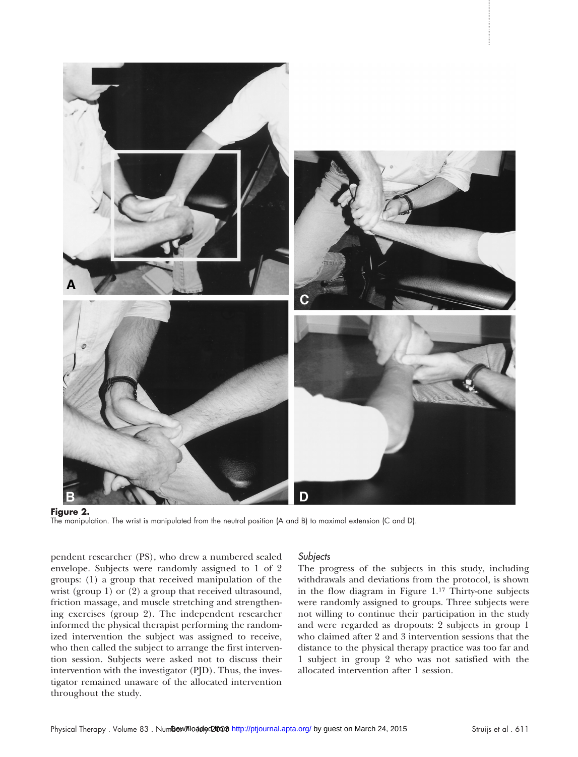**Figure 2.**
The manipulation. The wrist is manipulated from the neutral position (A and B) to maximal extension (C and D).

pendent researcher (PS), who drew a numbered sealed envelope. Subjects were randomly assigned to 1 of 2 groups: (1) a group that received manipulation of the wrist (group 1) or (2) a group that received ultrasound, friction massage, and muscle stretching and strengthening exercises (group 2). The independent researcher informed the physical therapist performing the randomized intervention the subject was assigned to receive, who then called the subject to arrange the first intervention session. Subjects were asked not to discuss their intervention with the investigator (PJD). Thus, the investigator remained unaware of the allocated intervention throughout the study.

### *Subjects*

The progress of the subjects in this study, including withdrawals and deviations from the protocol, is shown in the flow diagram in Figure 1.[17] Thirty-one subjects were randomly assigned to groups. Three subjects were not willing to continue their participation in the study and were regarded as dropouts: 2 subjects in group 1 who claimed after 2 and 3 intervention sessions that the distance to the physical therapy practice was too far and 1 subject in group 2 who was not satisfied with the allocated intervention after 1 session.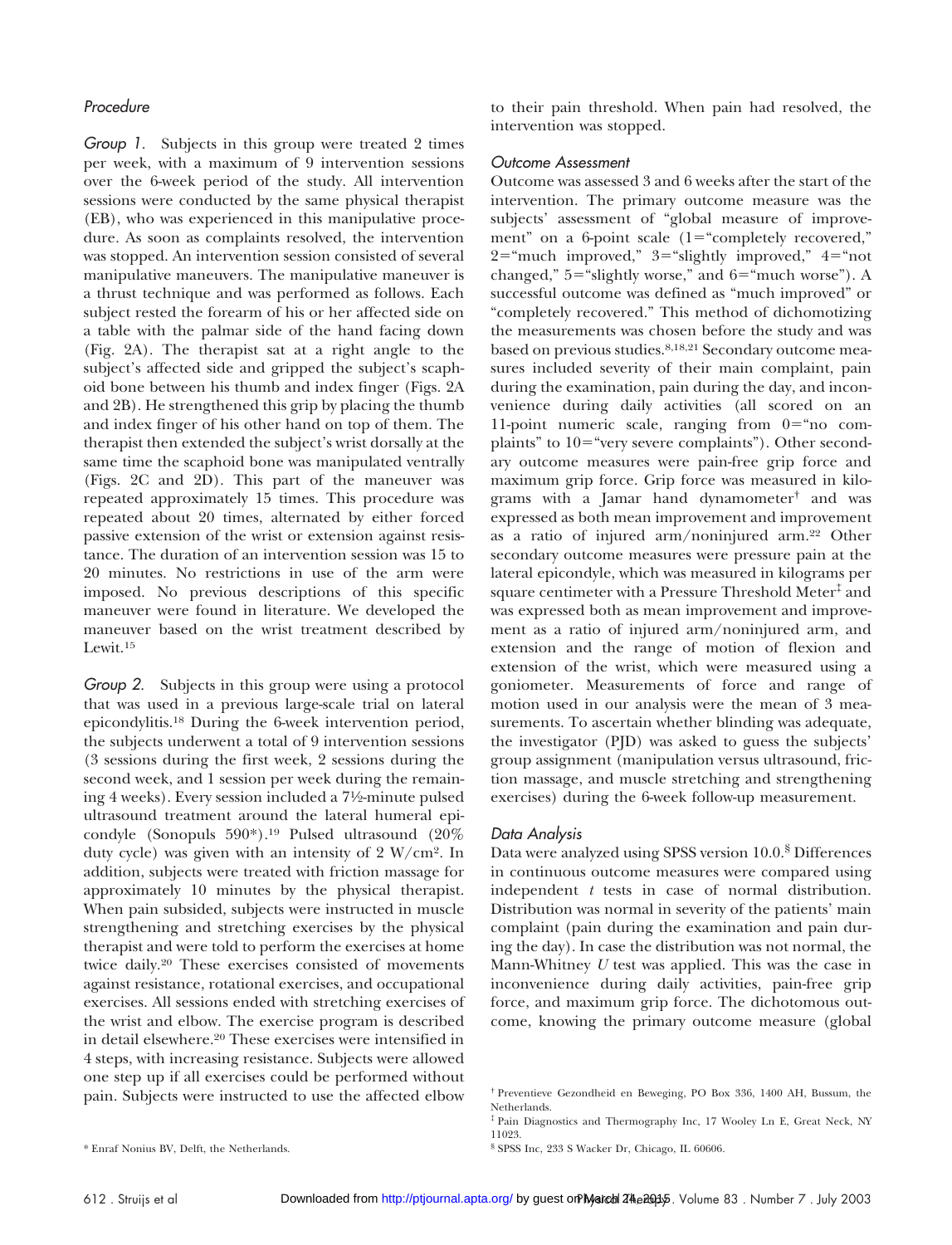### Procedure

*Group 1.* Subjects in this group were treated 2 times per week, with a maximum of 9 intervention sessions over the 6-week period of the study. All intervention sessions were conducted by the same physical therapist (EB), who was experienced in this manipulative procedure. As soon as complaints resolved, the intervention was stopped. An intervention session consisted of several manipulative maneuvers. The manipulative maneuver is a thrust technique and was performed as follows. Each subject rested the forearm of his or her affected side on a table with the palmar side of the hand facing down (Fig. 2A). The therapist sat at a right angle to the subject's affected side and gripped the subject's scaphoid bone between his thumb and index finger (Figs. 2A and 2B). He strengthened this grip by placing the thumb and index finger of his other hand on top of them. The therapist then extended the subject's wrist dorsally at the same time the scaphoid bone was manipulated ventrally (Figs. 2C and 2D). This part of the maneuver was repeated approximately 15 times. This procedure was repeated about 20 times, alternated by either forced passive extension of the wrist or extension against resistance. The duration of an intervention session was 15 to 20 minutes. No restrictions in use of the arm were imposed. No previous descriptions of this specific maneuver were found in literature. We developed the maneuver based on the wrist treatment described by Lewit.[15]

*Group 2.* Subjects in this group were using a protocol that was used in a previous large-scale trial on lateral epicondylitis.[18] During the 6-week intervention period, the subjects underwent a total of 9 intervention sessions (3 sessions during the first week, 2 sessions during the second week, and 1 session per week during the remaining 4 weeks). Every session included a 7½-minute pulsed ultrasound treatment around the lateral humeral epicondyle (Sonopuls 590*).[19] Pulsed ultrasound (20% duty cycle) was given with an intensity of 2 W/cm². In addition, subjects were treated with friction massage for approximately 10 minutes by the physical therapist. When pain subsided, subjects were instructed in muscle strengthening and stretching exercises by the physical therapist and were told to perform the exercises at home twice daily.[20] These exercises consisted of movements against resistance, rotational exercises, and occupational exercises. All sessions ended with stretching exercises of the wrist and elbow. The exercise program is described in detail elsewhere.[20] These exercises were intensified in 4 steps, with increasing resistance. Subjects were allowed one step up if all exercises could be performed without pain. Subjects were instructed to use the affected elbow to their pain threshold. When pain had resolved, the intervention was stopped.

### Outcome Assessment

Outcome was assessed 3 and 6 weeks after the start of the intervention. The primary outcome measure was the subjects' assessment of "global measure of improvement" on a 6-point scale (1="completely recovered," 2="much improved," 3="slightly improved," 4="not changed," 5="slightly worse," and 6="much worse"). A successful outcome was defined as "much improved" or "completely recovered." This method of dichotomizing the measurements was chosen before the study and was based on previous studies.[8,18,21] Secondary outcome measures included severity of their main complaint, pain during the examination, pain during the day, and inconvenience during daily activities (all scored on an 11-point numeric scale, ranging from 0="no complaints" to 10="very severe complaints"). Other secondary outcome measures were pain-free grip force and maximum grip force. Grip force was measured in kilograms with a Jamar hand dynamometer† and was expressed as both mean improvement and improvement as a ratio of injured arm/noninjured arm.[22] Other secondary outcome measures were pressure pain at the lateral epicondyle, which was measured in kilograms per square centimeter with a Pressure Threshold Meter‡ and was expressed both as mean improvement and improvement as a ratio of injured arm/noninjured arm, and extension and the range of motion of flexion and extension of the wrist, which were measured using a goniometer. Measurements of force and range of motion used in our analysis were the mean of 3 measurements. To ascertain whether blinding was adequate, the investigator (PJD) was asked to guess the subjects' group assignment (manipulation versus ultrasound, friction massage, and muscle stretching and strengthening exercises) during the 6-week follow-up measurement.

### Data Analysis

Data were analyzed using SPSS version 10.0.§ Differences in continuous outcome measures were compared using independent *t* tests in case of normal distribution. Distribution was normal in severity of the patients' main complaint (pain during the examination and pain during the day). In case the distribution was not normal, the Mann-Whitney *U* test was applied. This was the case in inconvenience during daily activities, pain-free grip force, and maximum grip force. The dichotomous outcome, knowing the primary outcome measure (global

\* Enraf Nonius BV, Delft, the Netherlands.

† Preventieve Gezondheid en Beweging, PO Box 336, 1400 AH, Bussum, the Netherlands.

‡ Pain Diagnostics and Thermography Inc, 17 Wooley Ln E, Great Neck, NY 11023.

§ SPSS Inc, 233 S Wacker Dr, Chicago, IL 60606.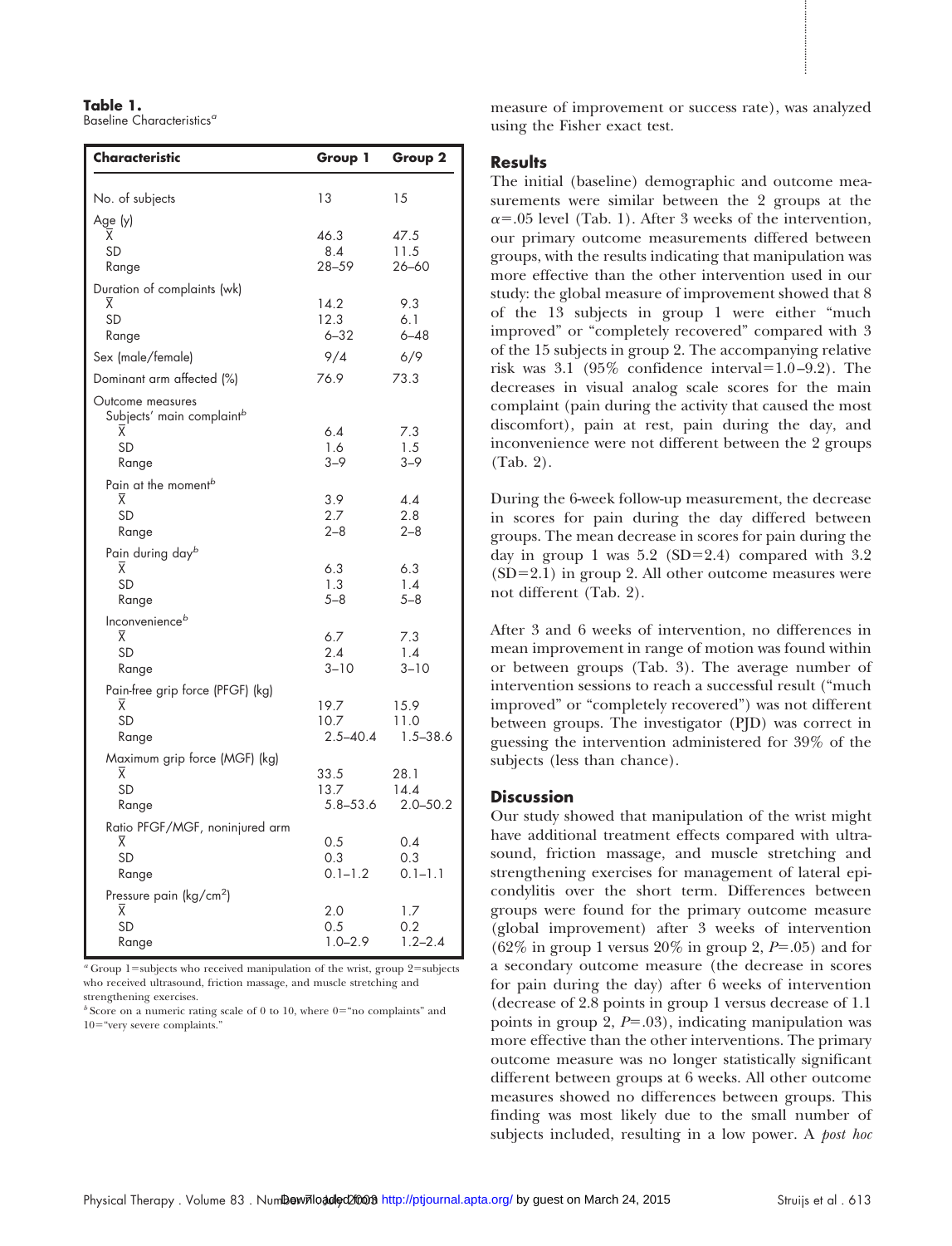**Table 1.**
Baseline Characteristics[a]

| Characteristic | Group 1 | Group 2 |
|---|---|---|
| No. of subjects | 13 | 15 |
| Age (y) | | |
| X̄ | 46.3 | 47.5 |
| SD | 8.4 | 11.5 |
| Range | 28–59 | 26–60 |
| Duration of complaints (wk) | | |
| X̄ | 14.2 | 9.3 |
| SD | 12.3 | 6.1 |
| Range | 6–32 | 6–48 |
| Sex (male/female) | 9/4 | 6/9 |
| Dominant arm affected (%) | 76.9 | 73.3 |
| Outcome measures | | |
| Subjects' main complaint[b] | | |
| X̄ | 6.4 | 7.3 |
| SD | 1.6 | 1.5 |
| Range | 3–9 | 3–9 |
| Pain at the moment[b] | | |
| X̄ | 3.9 | 4.4 |
| SD | 2.7 | 2.8 |
| Range | 2–8 | 2–8 |
| Pain during day[b] | | |
| X̄ | 6.3 | 6.3 |
| SD | 1.3 | 1.4 |
| Range | 5–8 | 5–8 |
| Inconvenience[b] | | |
| X̄ | 6.7 | 7.3 |
| SD | 2.4 | 1.4 |
| Range | 3–10 | 3–10 |
| Pain-free grip force (PFGF) (kg) | | |
| X̄ | 19.7 | 15.9 |
| SD | 10.7 | 11.0 |
| Range | 2.5–40.4 | 1.5–38.6 |
| Maximum grip force (MGF) (kg) | | |
| X̄ | 33.5 | 28.1 |
| SD | 13.7 | 14.4 |
| Range | 5.8–53.6 | 2.0–50.2 |
| Ratio PFGF/MGF, noninjured arm | | |
| X̄ | 0.5 | 0.4 |
| SD | 0.3 | 0.3 |
| Range | 0.1–1.2 | 0.1–1.1 |
| Pressure pain (kg/cm$^2$) | | |
| X̄ | 2.0 | 1.7 |
| SD | 0.5 | 0.2 |
| Range | 1.0–2.9 | 1.2–2.4 |

[a] Group 1=subjects who received manipulation of the wrist, group 2=subjects who received ultrasound, friction massage, and muscle stretching and strengthening exercises.
[b] Score on a numeric rating scale of 0 to 10, where 0="no complaints" and 10="very severe complaints."

measure of improvement or success rate), was analyzed using the Fisher exact test.

## Results

The initial (baseline) demographic and outcome measurements were similar between the 2 groups at the $\alpha$=.05 level (Tab. 1). After 3 weeks of the intervention, our primary outcome measurements differed between groups, with the results indicating that manipulation was more effective than the other intervention used in our study: the global measure of improvement showed that 8 of the 13 subjects in group 1 were either "much improved" or "completely recovered" compared with 3 of the 15 subjects in group 2. The accompanying relative risk was 3.1 (95% confidence interval=1.0–9.2). The decreases in visual analog scale scores for the main complaint (pain during the activity that caused the most discomfort), pain at rest, pain during the day, and inconvenience were not different between the 2 groups (Tab. 2).

During the 6-week follow-up measurement, the decrease in scores for pain during the day differed between groups. The mean decrease in scores for pain during the day in group 1 was 5.2 (SD=2.4) compared with 3.2 (SD=2.1) in group 2. All other outcome measures were not different (Tab. 2).

After 3 and 6 weeks of intervention, no differences in mean improvement in range of motion was found within or between groups (Tab. 3). The average number of intervention sessions to reach a successful result ("much improved" or "completely recovered") was not different between groups. The investigator (PJD) was correct in guessing the intervention administered for 39% of the subjects (less than chance).

## Discussion

Our study showed that manipulation of the wrist might have additional treatment effects compared with ultrasound, friction massage, and muscle stretching and strengthening exercises for management of lateral epicondylitis over the short term. Differences between groups were found for the primary outcome measure (global improvement) after 3 weeks of intervention (62% in group 1 versus 20% in group 2, $P$=.05) and for a secondary outcome measure (the decrease in scores for pain during the day) after 6 weeks of intervention (decrease of 2.8 points in group 1 versus decrease of 1.1 points in group 2, $P$=.03), indicating manipulation was more effective than the other interventions. The primary outcome measure was no longer statistically significant different between groups at 6 weeks. All other outcome measures showed no differences between groups. This finding was most likely due to the small number of subjects included, resulting in a low power. A *post hoc*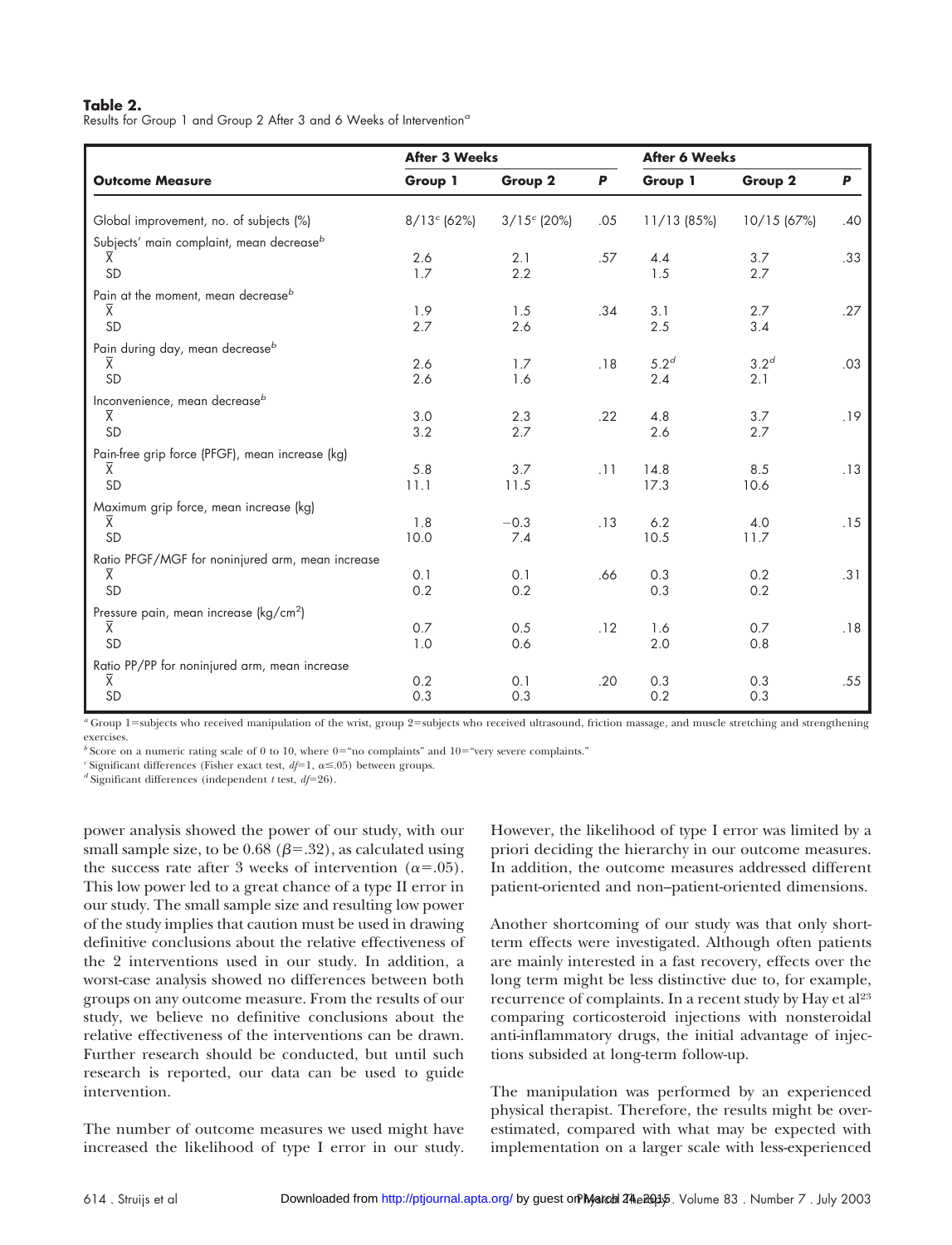**Table 2.**
Results for Group 1 and Group 2 After 3 and 6 Weeks of Intervention[a]

| Outcome Measure | After 3 Weeks | | | After 6 Weeks | | |
|---|---|---|---|---|---|---|
| | Group 1 | Group 2 | P | Group 1 | Group 2 | P |
| Global improvement, no. of subjects (%) | 8/13[c] (62%) | 3/15[c] (20%) | .05 | 11/13 (85%) | 10/15 (67%) | .40 |
| Subjects' main complaint, mean decrease[b] | | | | | | |
| $\overline{X}$ | 2.6 | 2.1 | .57 | 4.4 | 3.7 | .33 |
| SD | 1.7 | 2.2 | | 1.5 | 2.7 | |
| Pain at the moment, mean decrease[b] | | | | | | |
| $\overline{X}$ | 1.9 | 1.5 | .34 | 3.1 | 2.7 | .27 |
| SD | 2.7 | 2.6 | | 2.5 | 3.4 | |
| Pain during day, mean decrease[b] | | | | | | |
| $\overline{X}$ | 2.6 | 1.7 | .18 | 5.2[d] | 3.2[d] | .03 |
| SD | 2.6 | 1.6 | | 2.4 | 2.1 | |
| Inconvenience, mean decrease[b] | | | | | | |
| $\overline{X}$ | 3.0 | 2.3 | .22 | 4.8 | 3.7 | .19 |
| SD | 3.2 | 2.7 | | 2.6 | 2.7 | |
| Pain-free grip force (PFGF), mean increase (kg) | | | | | | |
| $\overline{X}$ | 5.8 | 3.7 | .11 | 14.8 | 8.5 | .13 |
| SD | 11.1 | 11.5 | | 17.3 | 10.6 | |
| Maximum grip force, mean increase (kg) | | | | | | |
| $\overline{X}$ | 1.8 | −0.3 | .13 | 6.2 | 4.0 | .15 |
| SD | 10.0 | 7.4 | | 10.5 | 11.7 | |
| Ratio PFGF/MGF for noninjured arm, mean increase | | | | | | |
| $\overline{X}$ | 0.1 | 0.1 | .66 | 0.3 | 0.2 | .31 |
| SD | 0.2 | 0.2 | | 0.3 | 0.2 | |
| Pressure pain, mean increase (kg/cm$^2$) | | | | | | |
| $\overline{X}$ | 0.7 | 0.5 | .12 | 1.6 | 0.7 | .18 |
| SD | 1.0 | 0.6 | | 2.0 | 0.8 | |
| Ratio PP/PP for noninjured arm, mean increase | | | | | | |
| $\overline{X}$ | 0.2 | 0.1 | .20 | 0.3 | 0.3 | .55 |
| SD | 0.3 | 0.3 | | 0.2 | 0.3 | |

[a] Group 1=subjects who received manipulation of the wrist, group 2=subjects who received ultrasound, friction massage, and muscle stretching and strengthening exercises.
[b] Score on a numeric rating scale of 0 to 10, where 0="no complaints" and 10="very severe complaints."
[c] Significant differences (Fisher exact test, $df$=1, $\alpha \leq .05$) between groups.
[d] Significant differences (independent $t$ test, $df$=26).

power analysis showed the power of our study, with our small sample size, to be 0.68 ($\beta$=.32), as calculated using the success rate after 3 weeks of intervention ($\alpha$=.05). This low power led to a great chance of a type II error in our study. The small sample size and resulting low power of the study implies that caution must be used in drawing definitive conclusions about the relative effectiveness of the 2 interventions used in our study. In addition, a worst-case analysis showed no differences between both groups on any outcome measure. From the results of our study, we believe no definitive conclusions about the relative effectiveness of the interventions can be drawn. Further research should be conducted, but until such research is reported, our data can be used to guide intervention.

The number of outcome measures we used might have increased the likelihood of type I error in our study. However, the likelihood of type I error was limited by a priori deciding the hierarchy in our outcome measures. In addition, the outcome measures addressed different patient-oriented and non–patient-oriented dimensions.

Another shortcoming of our study was that only short-term effects were investigated. Although often patients are mainly interested in a fast recovery, effects over the long term might be less distinctive due to, for example, recurrence of complaints. In a recent study by Hay et al[23] comparing corticosteroid injections with nonsteroidal anti-inflammatory drugs, the initial advantage of injections subsided at long-term follow-up.

The manipulation was performed by an experienced physical therapist. Therefore, the results might be overestimated, compared with what may be expected with implementation on a larger scale with less-experienced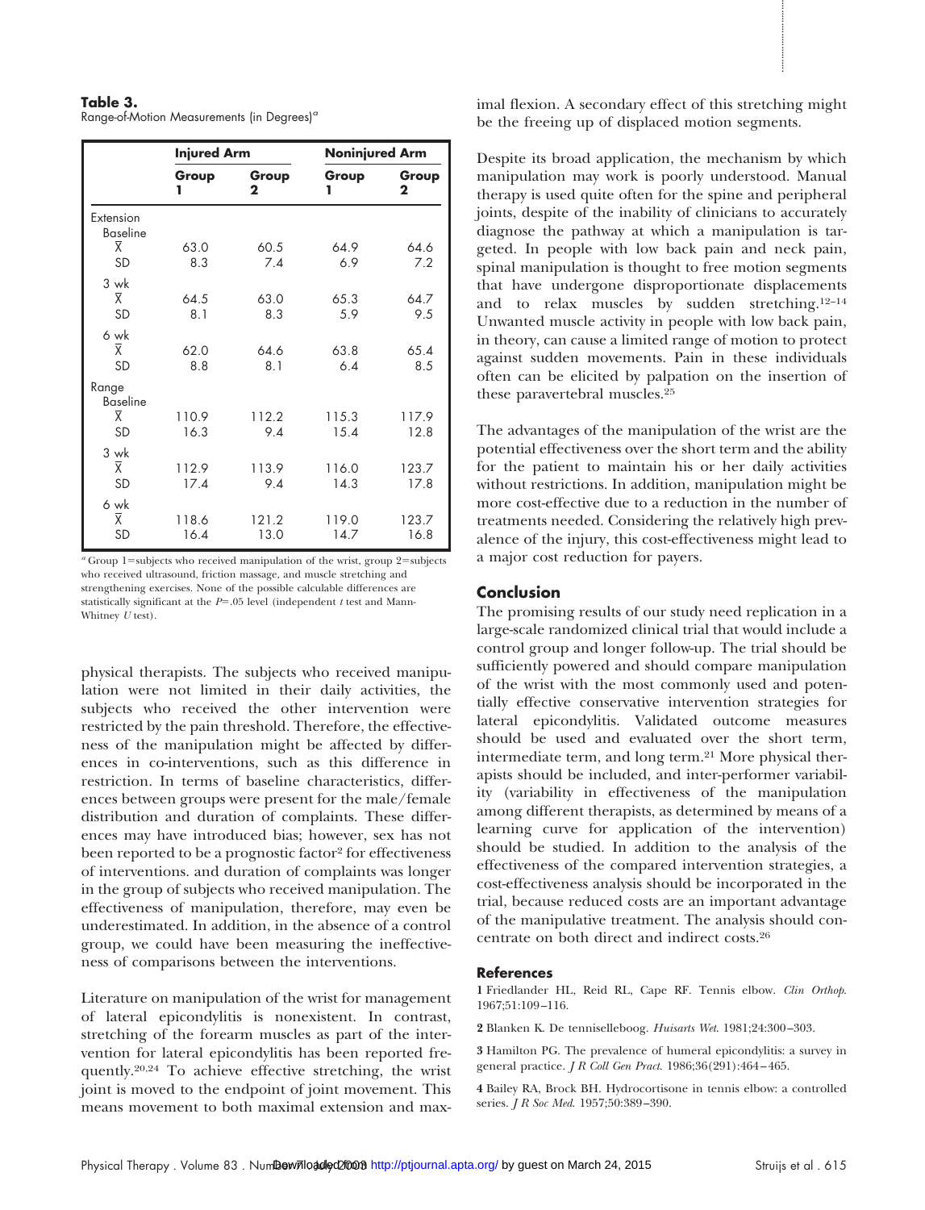**Table 3.**
Range-of-Motion Measurements (in Degrees)[a]

| | Injured Arm | | Noninjured Arm | |
|---|---|---|---|---|
| | Group 1 | Group 2 | Group 1 | Group 2 |
| Extension | | | | |
| Baseline | | | | |
| X̄ | 63.0 | 60.5 | 64.9 | 64.6 |
| SD | 8.3 | 7.4 | 6.9 | 7.2 |
| 3 wk | | | | |
| X̄ | 64.5 | 63.0 | 65.3 | 64.7 |
| SD | 8.1 | 8.3 | 5.9 | 9.5 |
| 6 wk | | | | |
| X̄ | 62.0 | 64.6 | 63.8 | 65.4 |
| SD | 8.8 | 8.1 | 6.4 | 8.5 |
| Range | | | | |
| Baseline | | | | |
| X̄ | 110.9 | 112.2 | 115.3 | 117.9 |
| SD | 16.3 | 9.4 | 15.4 | 12.8 |
| 3 wk | | | | |
| X̄ | 112.9 | 113.9 | 116.0 | 123.7 |
| SD | 17.4 | 9.4 | 14.3 | 17.8 |
| 6 wk | | | | |
| X̄ | 118.6 | 121.2 | 119.0 | 123.7 |
| SD | 16.4 | 13.0 | 14.7 | 16.8 |

[a] Group 1=subjects who received manipulation of the wrist, group 2=subjects who received ultrasound, friction massage, and muscle stretching and strengthening exercises. None of the possible calculable differences are statistically significant at the $P$=.05 level (independent $t$ test and Mann-Whitney $U$ test).

physical therapists. The subjects who received manipulation were not limited in their daily activities, the subjects who received the other intervention were restricted by the pain threshold. Therefore, the effectiveness of the manipulation might be affected by differences in co-interventions, such as this difference in restriction. In terms of baseline characteristics, differences between groups were present for the male/female distribution and duration of complaints. These differences may have introduced bias; however, sex has not been reported to be a prognostic factor[2] for effectiveness of interventions. and duration of complaints was longer in the group of subjects who received manipulation. The effectiveness of manipulation, therefore, may even be underestimated. In addition, in the absence of a control group, we could have been measuring the ineffectiveness of comparisons between the interventions.

Literature on manipulation of the wrist for management of lateral epicondylitis is nonexistent. In contrast, stretching of the forearm muscles as part of the intervention for lateral epicondylitis has been reported frequently.[20,24] To achieve effective stretching, the wrist joint is moved to the endpoint of joint movement. This means movement to both maximal extension and maximal flexion. A secondary effect of this stretching might be the freeing up of displaced motion segments.

Despite its broad application, the mechanism by which manipulation may work is poorly understood. Manual therapy is used quite often for the spine and peripheral joints, despite of the inability of clinicians to accurately diagnose the pathway at which a manipulation is targeted. In people with low back pain and neck pain, spinal manipulation is thought to free motion segments that have undergone disproportionate displacements and to relax muscles by sudden stretching.[12–14] Unwanted muscle activity in people with low back pain, in theory, can cause a limited range of motion to protect against sudden movements. Pain in these individuals often can be elicited by palpation on the insertion of these paravertebral muscles.[25]

The advantages of the manipulation of the wrist are the potential effectiveness over the short term and the ability for the patient to maintain his or her daily activities without restrictions. In addition, manipulation might be more cost-effective due to a reduction in the number of treatments needed. Considering the relatively high prevalence of the injury, this cost-effectiveness might lead to a major cost reduction for payers.

## Conclusion

The promising results of our study need replication in a large-scale randomized clinical trial that would include a control group and longer follow-up. The trial should be sufficiently powered and should compare manipulation of the wrist with the most commonly used and potentially effective conservative intervention strategies for lateral epicondylitis. Validated outcome measures should be used and evaluated over the short term, intermediate term, and long term.[21] More physical therapists should be included, and inter-performer variability (variability in effectiveness of the manipulation among different therapists, as determined by means of a learning curve for application of the intervention) should be studied. In addition to the analysis of the effectiveness of the compared intervention strategies, a cost-effectiveness analysis should be incorporated in the trial, because reduced costs are an important advantage of the manipulative treatment. The analysis should concentrate on both direct and indirect costs.[26]

## References

**1** Friedlander HL, Reid RL, Cape RF. Tennis elbow. *Clin Orthop.* 1967;51:109–116.

**2** Blanken K. De tenniselleboog. *Huisarts Wet.* 1981;24:300–303.

**3** Hamilton PG. The prevalence of humeral epicondylitis: a survey in general practice. *J R Coll Gen Pract.* 1986;36(291):464–465.

**4** Bailey RA, Brock BH. Hydrocortisone in tennis elbow: a controlled series. *J R Soc Med.* 1957;50:389–390.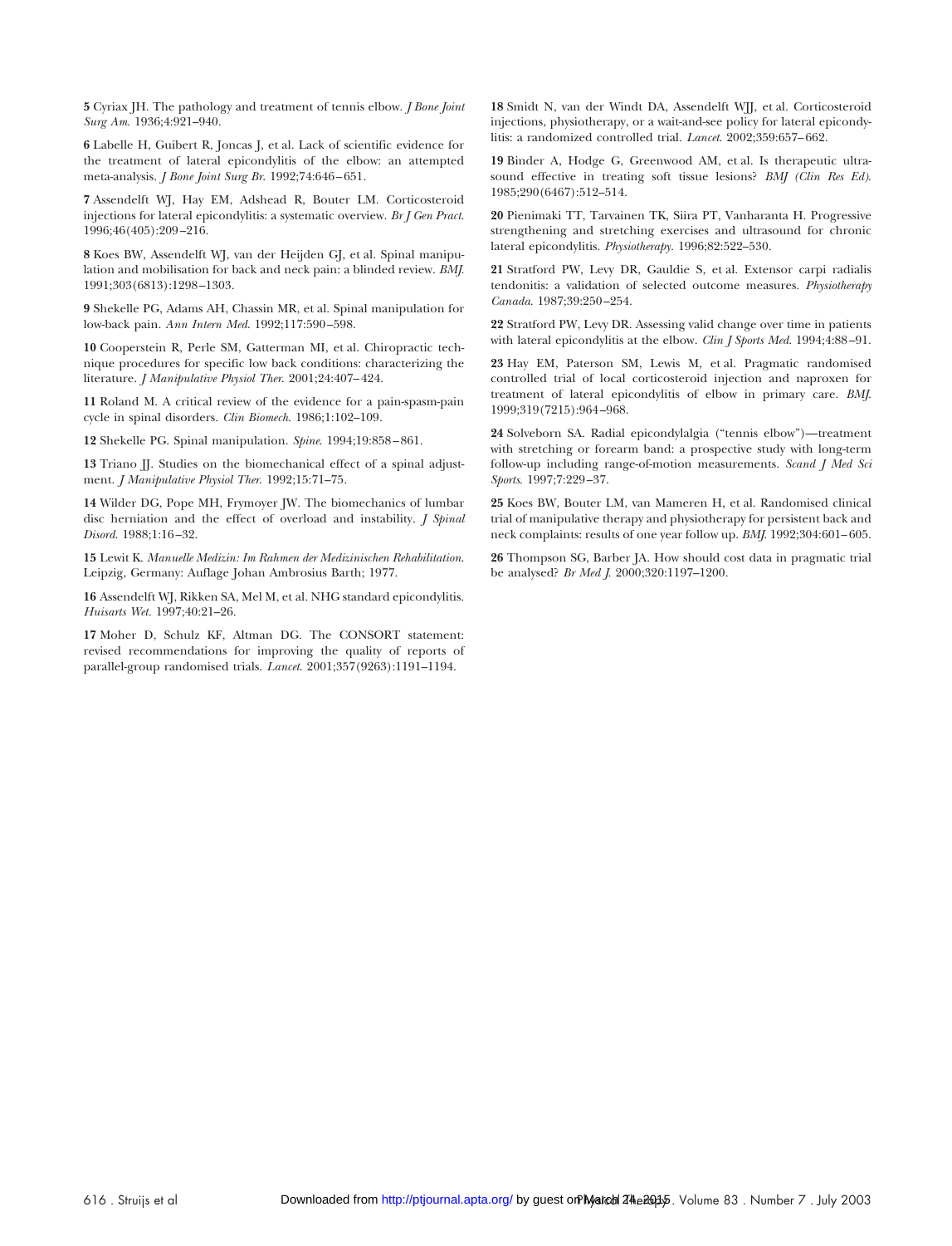**5** Cyriax JH. The pathology and treatment of tennis elbow. *J Bone Joint Surg Am*. 1936;4:921–940.

**6** Labelle H, Guibert R, Joncas J, et al. Lack of scientific evidence for the treatment of lateral epicondylitis of the elbow: an attempted meta-analysis. *J Bone Joint Surg Br*. 1992;74:646–651.

**7** Assendelft WJ, Hay EM, Adshead R, Bouter LM. Corticosteroid injections for lateral epicondylitis: a systematic overview. *Br J Gen Pract*. 1996;46(405):209–216.

**8** Koes BW, Assendelft WJ, van der Heijden GJ, et al. Spinal manipulation and mobilisation for back and neck pain: a blinded review. *BMJ*. 1991;303(6813):1298–1303.

**9** Shekelle PG, Adams AH, Chassin MR, et al. Spinal manipulation for low-back pain. *Ann Intern Med*. 1992;117:590–598.

**10** Cooperstein R, Perle SM, Gatterman MI, et al. Chiropractic technique procedures for specific low back conditions: characterizing the literature. *J Manipulative Physiol Ther*. 2001;24:407–424.

**11** Roland M. A critical review of the evidence for a pain-spasm-pain cycle in spinal disorders. *Clin Biomech*. 1986;1:102–109.

**12** Shekelle PG. Spinal manipulation. *Spine*. 1994;19:858–861.

**13** Triano JJ. Studies on the biomechanical effect of a spinal adjustment. *J Manipulative Physiol Ther*. 1992;15:71–75.

**14** Wilder DG, Pope MH, Frymoyer JW. The biomechanics of lumbar disc herniation and the effect of overload and instability. *J Spinal Disord*. 1988;1:16–32.

**15** Lewit K. *Manuelle Medizin: Im Rahmen der Medizinischen Rehabilitation*. Leipzig, Germany: Auflage Johan Ambrosius Barth; 1977.

**16** Assendelft WJ, Rikken SA, Mel M, et al. NHG standard epicondylitis. *Huisarts Wet*. 1997;40:21–26.

**17** Moher D, Schulz KF, Altman DG. The CONSORT statement: revised recommendations for improving the quality of reports of parallel-group randomised trials. *Lancet*. 2001;357(9263):1191–1194.

**18** Smidt N, van der Windt DA, Assendelft WJJ, et al. Corticosteroid injections, physiotherapy, or a wait-and-see policy for lateral epicondylitis: a randomized controlled trial. *Lancet*. 2002;359:657–662.

**19** Binder A, Hodge G, Greenwood AM, et al. Is therapeutic ultrasound effective in treating soft tissue lesions? *BMJ (Clin Res Ed)*. 1985;290(6467):512–514.

**20** Pienimaki TT, Tarvainen TK, Siira PT, Vanharanta H. Progressive strengthening and stretching exercises and ultrasound for chronic lateral epicondylitis. *Physiotherapy*. 1996;82:522–530.

**21** Stratford PW, Levy DR, Gauldie S, et al. Extensor carpi radialis tendonitis: a validation of selected outcome measures. *Physiotherapy Canada*. 1987;39:250–254.

**22** Stratford PW, Levy DR. Assessing valid change over time in patients with lateral epicondylitis at the elbow. *Clin J Sports Med*. 1994;4:88–91.

**23** Hay EM, Paterson SM, Lewis M, et al. Pragmatic randomised controlled trial of local corticosteroid injection and naproxen for treatment of lateral epicondylitis of elbow in primary care. *BMJ*. 1999;319(7215):964–968.

**24** Solveborn SA. Radial epicondylalgia ("tennis elbow")—treatment with stretching or forearm band: a prospective study with long-term follow-up including range-of-motion measurements. *Scand J Med Sci Sports*. 1997;7:229–37.

**25** Koes BW, Bouter LM, van Mameren H, et al. Randomised clinical trial of manipulative therapy and physiotherapy for persistent back and neck complaints: results of one year follow up. *BMJ*. 1992;304:601–605.

**26** Thompson SG, Barber JA. How should cost data in pragmatic trial be analysed? *Br Med J*. 2000;320:1197–1200.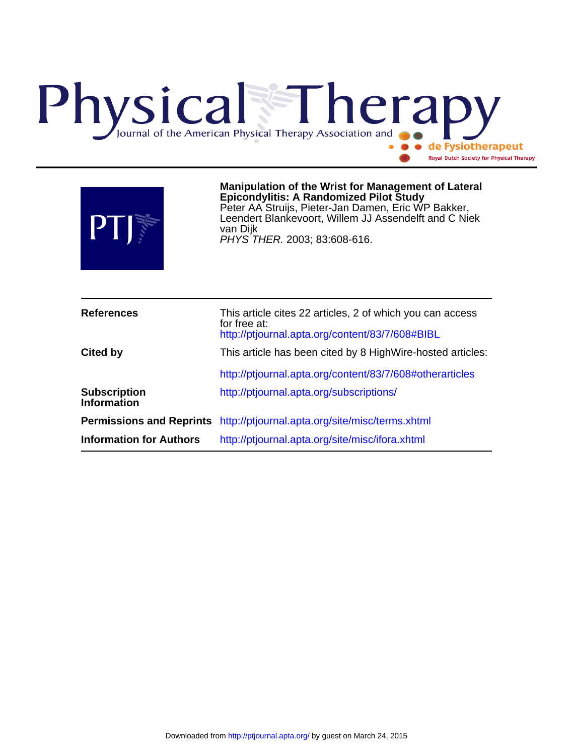# Physical Therapy

Journal of the American Physical Therapy Association and de Fysiotherapeut

Royal Dutch Society for Physical Therapy

**Manipulation of the Wrist for Management of Lateral Epicondylitis: A Randomized Pilot Study**

Peter AA Struijs, Pieter-Jan Damen, Eric WP Bakker, Leendert Blankevoort, Willem JJ Assendelft and C Niek van Dijk

*PHYS THER.* 2003; 83:608-616.

| | |
|---|---|
| **References** | This article cites 22 articles, 2 of which you can access for free at: http://ptjournal.apta.org/content/83/7/608#BIBL |
| **Cited by** | This article has been cited by 8 HighWire-hosted articles: http://ptjournal.apta.org/content/83/7/608#otherarticles |
| **Subscription Information** | http://ptjournal.apta.org/subscriptions/ |
| **Permissions and Reprints** | http://ptjournal.apta.org/site/misc/terms.xhtml |
| **Information for Authors** | http://ptjournal.apta.org/site/misc/ifora.xhtml |

Downloaded from http://ptjournal.apta.org/ by guest on March 24, 2015